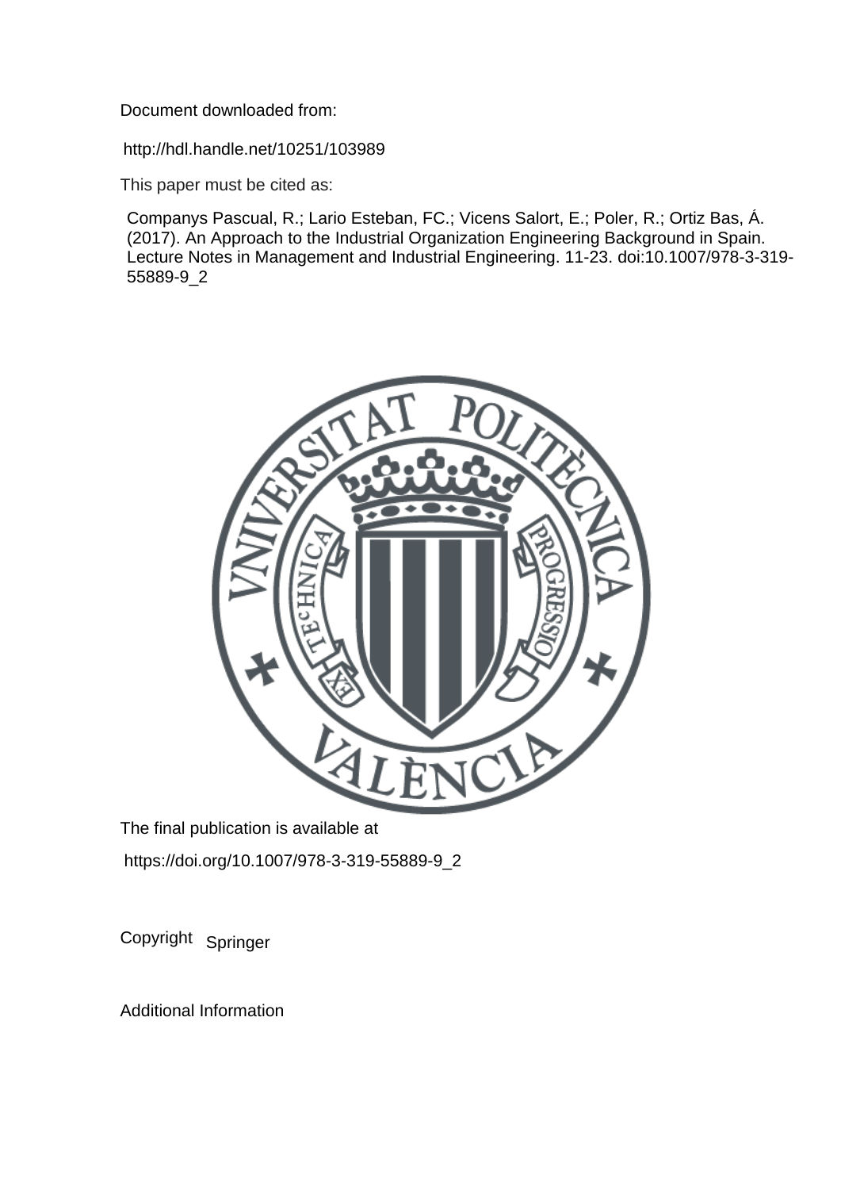Document downloaded from:

http://hdl.handle.net/10251/103989

This paper must be cited as:

Companys Pascual, R.; Lario Esteban, FC.; Vicens Salort, E.; Poler, R.; Ortiz Bas, Á. (2017). An Approach to the Industrial Organization Engineering Background in Spain. Lecture Notes in Management and Industrial Engineering. 11-23. doi:10.1007/978-3-319-55889-9_2

The final publication is available at

https://doi.org/10.1007/978-3-319-55889-9_2

Copyright Springer

Additional Information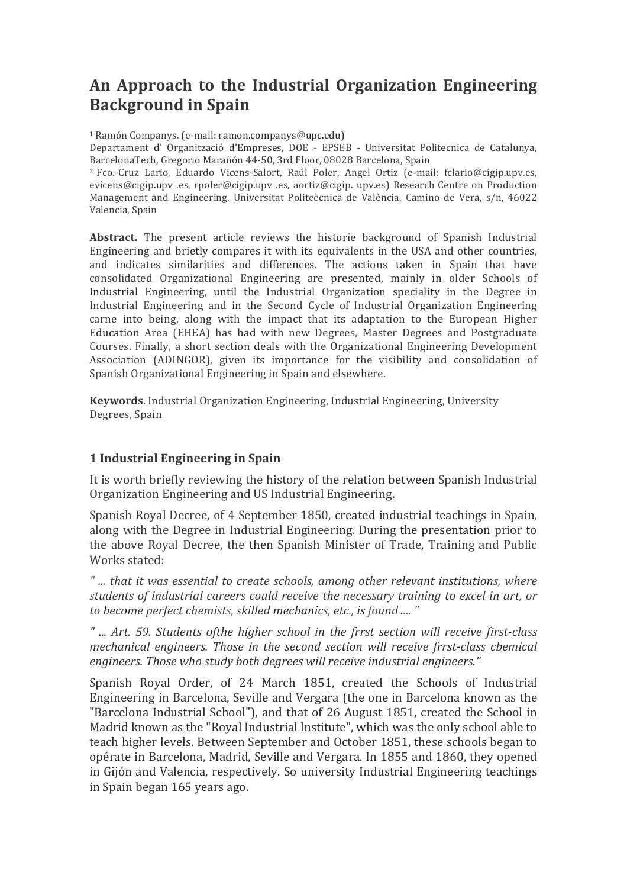# An Approach to the Industrial Organization Engineering Background in Spain

[1] Ramón Companys. (e-mail: ramon.companys@upc.edu)
Departament d' Organització d'Empreses, DOE - EPSEB - Universitat Politecnica de Catalunya, BarcelonaTech, Gregorio Marañón 44-50, 3rd Floor, 08028 Barcelona, Spain
[2] Fco.-Cruz Lario, Eduardo Vicens-Salort, Raúl Poler, Angel Ortiz (e-mail: fclario@cigip.upv.es, evicens@cigip.upv .es, rpoler@cigip.upv .es, aortiz@cigip. upv.es) Research Centre on Production Management and Engineering. Universitat Politeècnica de València. Camino de Vera, s/n, 46022 Valencia, Spain

**Abstract.** The present article reviews the historie background of Spanish Industrial Engineering and brietly compares it with its equivalents in the USA and other countries, and indicates similarities and differences. The actions taken in Spain that have consolidated Organizational Engineering are presented, mainly in older Schools of Industrial Engineering, until the Industrial Organization speciality in the Degree in Industrial Engineering and in the Second Cycle of Industrial Organization Engineering carne into being, along with the impact that its adaptation to the European Higher Education Area (EHEA) has had with new Degrees, Master Degrees and Postgraduate Courses. Finally, a short section deals with the Organizational Engineering Development Association (ADINGOR), given its importance for the visibility and consolidation of Spanish Organizational Engineering in Spain and elsewhere.

**Keywords**. Industrial Organization Engineering, Industrial Engineering, University Degrees, Spain

## 1 Industrial Engineering in Spain

It is worth briefly reviewing the history of the relation between Spanish Industrial Organization Engineering and US Industrial Engineering.

Spanish Royal Decree, of 4 September 1850, created industrial teachings in Spain, along with the Degree in Industrial Engineering. During the presentation prior to the above Royal Decree, the then Spanish Minister of Trade, Training and Public Works stated:

*" ... that it was essential to create schools, among other relevant institutions, where students of industrial careers could receive the necessary training to excel in art, or to become perfect chemists, skilled mechanics, etc., is found .... "*

*" ... Art. 59. Students ofthe higher school in the frrst section will receive first-class mechanical engineers. Those in the second section will receive frrst-class cbemical engineers. Those who study both degrees will receive industrial engineers."*

Spanish Royal Order, of 24 March 1851, created the Schools of Industrial Engineering in Barcelona, Seville and Vergara (the one in Barcelona known as the "Barcelona Industrial School"), and that of 26 August 1851, created the School in Madrid known as the "Royal Industrial lnstitute", which was the only school able to teach higher levels. Between September and October 1851, these schools began to opérate in Barcelona, Madrid, Seville and Vergara. In 1855 and 1860, they opened in Gijón and Valencia, respectively. So university Industrial Engineering teachings in Spain began 165 years ago.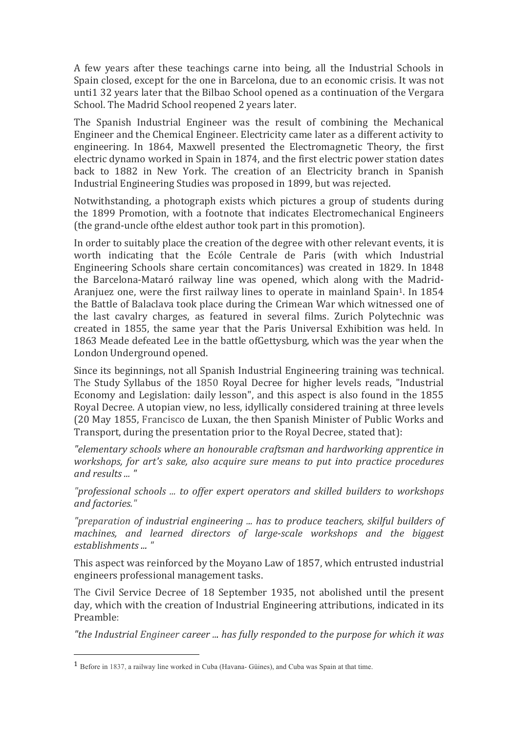A few years after these teachings carne into being, all the Industrial Schools in Spain closed, except for the one in Barcelona, due to an economic crisis. It was not unti1 32 years later that the Bilbao School opened as a continuation of the Vergara School. The Madrid School reopened 2 years later.

The Spanish Industrial Engineer was the result of combining the Mechanical Engineer and the Chemical Engineer. Electricity came later as a different activity to engineering. In 1864, Maxwell presented the Electromagnetic Theory, the first electric dynamo worked in Spain in 1874, and the first electric power station dates back to 1882 in New York. The creation of an Electricity branch in Spanish Industrial Engineering Studies was proposed in 1899, but was rejected.

Notwithstanding, a photograph exists which pictures a group of students during the 1899 Promotion, with a footnote that indicates Electromechanical Engineers (the grand-uncle ofthe eldest author took part in this promotion).

In order to suitably place the creation of the degree with other relevant events, it is worth indicating that the Ecóle Centrale de Paris (with which Industrial Engineering Schools share certain concomitances) was created in 1829. In 1848 the Barcelona-Mataró railway line was opened, which along with the Madrid-Aranjuez one, were the first railway lines to operate in mainland Spain[1]. In 1854 the Battle of Balaclava took place during the Crimean War which witnessed one of the last cavalry charges, as featured in several films. Zurich Polytechnic was created in 1855, the same year that the Paris Universal Exhibition was held. In 1863 Meade defeated Lee in the battle ofGettysburg, which was the year when the London Underground opened.

Since its beginnings, not all Spanish Industrial Engineering training was technical. The Study Syllabus of the 1850 Royal Decree for higher levels reads, "Industrial Economy and Legislation: daily lesson", and this aspect is also found in the 1855 Royal Decree. A utopian view, no less, idyllically considered training at three levels (20 May 1855, Francisco de Luxan, the then Spanish Minister of Public Works and Transport, during the presentation prior to the Royal Decree, stated that):

*"elementary schools where an honourable craftsman and hardworking apprentice in workshops, for art's sake, also acquire sure means to put into practice procedures and results ... "*

*"professional schools ... to offer expert operators and skilled builders to workshops and factories."*

*"preparation of industrial engineering ... has to produce teachers, skilful builders of machines, and learned directors of large-scale workshops and the biggest establishments ... "*

This aspect was reinforced by the Moyano Law of 1857, which entrusted industrial engineers professional management tasks.

The Civil Service Decree of 18 September 1935, not abolished until the present day, which with the creation of Industrial Engineering attributions, indicated in its Preamble:

*"the Industrial Engineer career ... has fully responded to the purpose for which it was*

[1] Before in 1837, a railway line worked in Cuba (Havana- Güines), and Cuba was Spain at that time.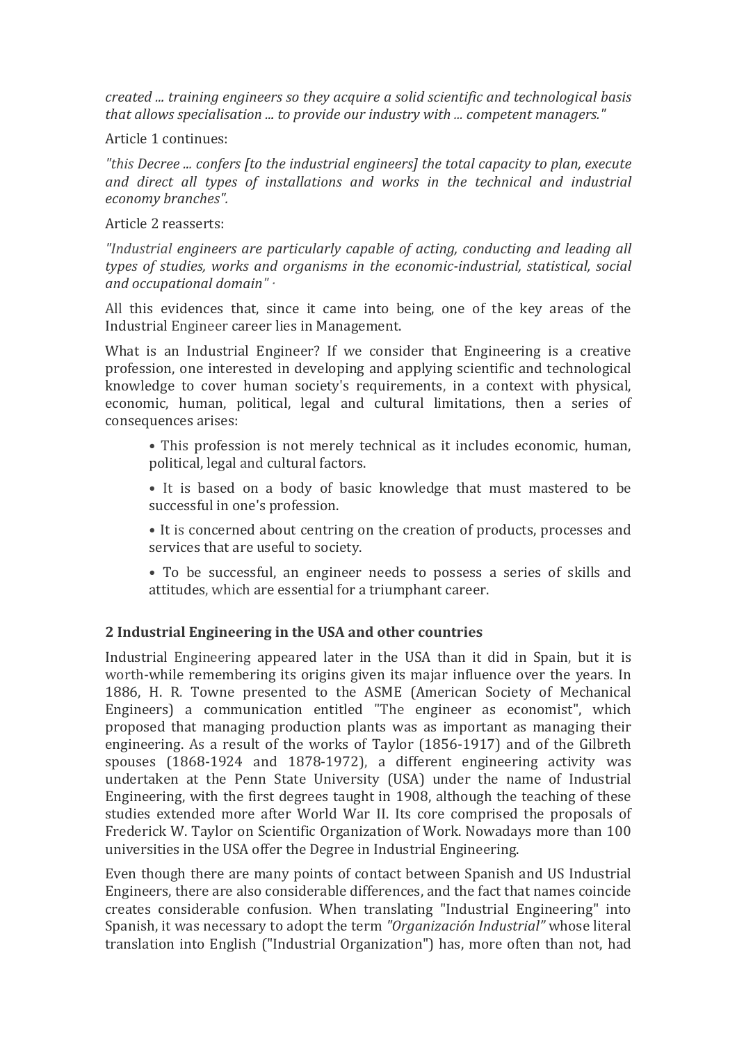*created ... training engineers so they acquire a solid scientific and technological basis that allows specialisation ... to provide our industry with ... competent managers."*

Article 1 continues:

*"this Decree ... confers [to the industrial engineers] the total capacity to plan, execute and direct all types of installations and works in the technical and industrial economy branches".*

Article 2 reasserts:

*"Industrial engineers are particularly capable of acting, conducting and leading all types of studies, works and organisms in the economic-industrial, statistical, social and occupational domain" ·*

All this evidences that, since it came into being, one of the key areas of the Industrial Engineer career lies in Management.

What is an Industrial Engineer? If we consider that Engineering is a creative profession, one interested in developing and applying scientific and technological knowledge to cover human society's requirements, in a context with physical, economic, human, political, legal and cultural limitations, then a series of consequences arises:

- This profession is not merely technical as it includes economic, human, political, legal and cultural factors.
- It is based on a body of basic knowledge that must mastered to be successful in one's profession.
- It is concerned about centring on the creation of products, processes and services that are useful to society.
- To be successful, an engineer needs to possess a series of skills and attitudes, which are essential for a triumphant career.

## 2 Industrial Engineering in the USA and other countries

Industrial Engineering appeared later in the USA than it did in Spain, but it is worth-while remembering its origins given its majar influence over the years. In 1886, H. R. Towne presented to the ASME (American Society of Mechanical Engineers) a communication entitled "The engineer as economist", which proposed that managing production plants was as important as managing their engineering. As a result of the works of Taylor (1856-1917) and of the Gilbreth spouses (1868-1924 and 1878-1972), a different engineering activity was undertaken at the Penn State University (USA) under the name of Industrial Engineering, with the first degrees taught in 1908, although the teaching of these studies extended more after World War II. Its core comprised the proposals of Frederick W. Taylor on Scientific Organization of Work. Nowadays more than 100 universities in the USA offer the Degree in Industrial Engineering.

Even though there are many points of contact between Spanish and US Industrial Engineers, there are also considerable differences, and the fact that names coincide creates considerable confusion. When translating "Industrial Engineering" into Spanish, it was necessary to adopt the term *"Organización Industrial"* whose literal translation into English ("Industrial Organization") has, more often than not, had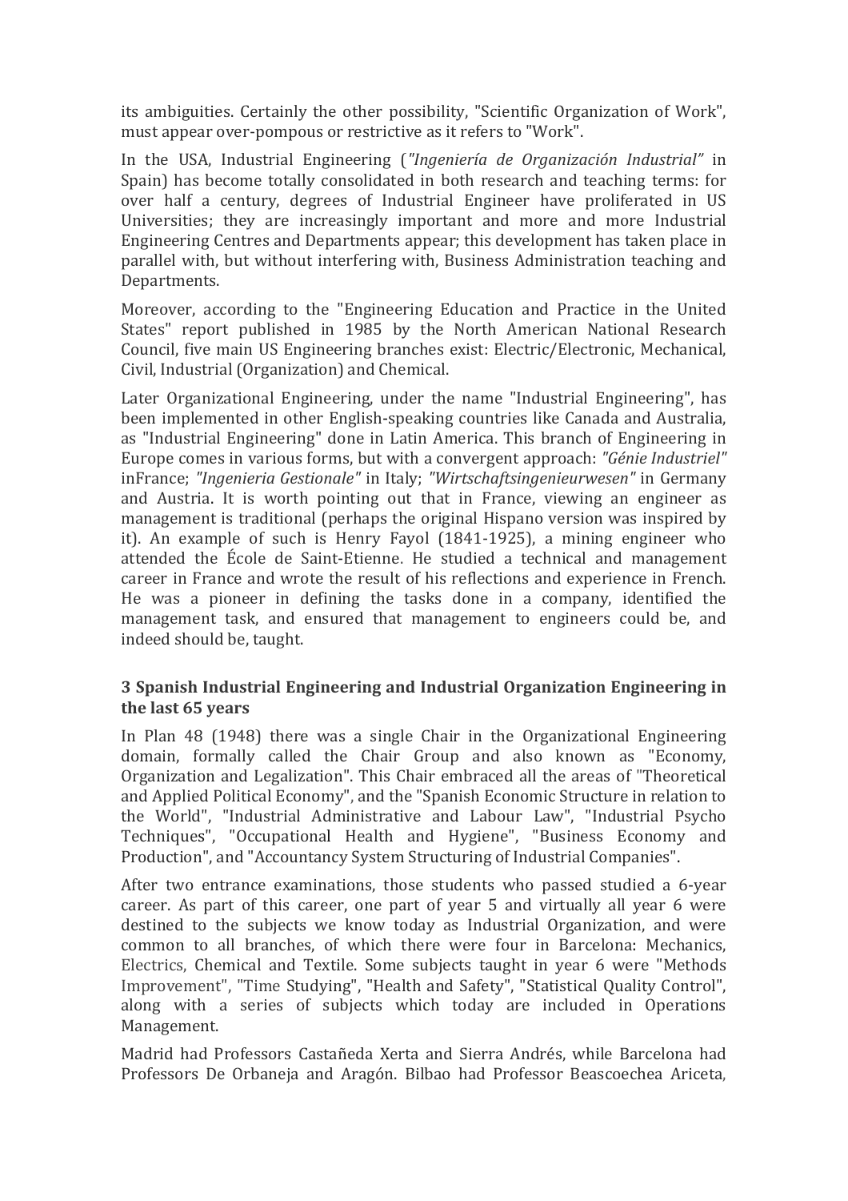its ambiguities. Certainly the other possibility, "Scientific Organization of Work", must appear over-pompous or restrictive as it refers to "Work".

In the USA, Industrial Engineering (*"Ingeniería de Organización Industrial"* in Spain) has become totally consolidated in both research and teaching terms: for over half a century, degrees of Industrial Engineer have proliferated in US Universities; they are increasingly important and more and more Industrial Engineering Centres and Departments appear; this development has taken place in parallel with, but without interfering with, Business Administration teaching and Departments.

Moreover, according to the "Engineering Education and Practice in the United States" report published in 1985 by the North American National Research Council, five main US Engineering branches exist: Electric/Electronic, Mechanical, Civil, Industrial (Organization) and Chemical.

Later Organizational Engineering, under the name "Industrial Engineering", has been implemented in other English-speaking countries like Canada and Australia, as "Industrial Engineering" done in Latin America. This branch of Engineering in Europe comes in various forms, but with a convergent approach: *"Génie Industriel"* inFrance; *"Ingenieria Gestionale"* in Italy; *"Wirtschaftsingenieurwesen"* in Germany and Austria. It is worth pointing out that in France, viewing an engineer as management is traditional (perhaps the original Hispano version was inspired by it). An example of such is Henry Fayol (1841-1925), a mining engineer who attended the École de Saint-Etienne. He studied a technical and management career in France and wrote the result of his reflections and experience in French. He was a pioneer in defining the tasks done in a company, identified the management task, and ensured that management to engineers could be, and indeed should be, taught.

### 3 Spanish Industrial Engineering and Industrial Organization Engineering in the last 65 years

In Plan 48 (1948) there was a single Chair in the Organizational Engineering domain, formally called the Chair Group and also known as "Economy, Organization and Legalization". This Chair embraced all the areas of "Theoretical and Applied Political Economy", and the "Spanish Economic Structure in relation to the World", "Industrial Administrative and Labour Law", "Industrial Psycho Techniques", "Occupational Health and Hygiene", "Business Economy and Production", and "Accountancy System Structuring of Industrial Companies".

After two entrance examinations, those students who passed studied a 6-year career. As part of this career, one part of year 5 and virtually all year 6 were destined to the subjects we know today as Industrial Organization, and were common to all branches, of which there were four in Barcelona: Mechanics, Electrics, Chemical and Textile. Some subjects taught in year 6 were "Methods Improvement", "Time Studying", "Health and Safety", "Statistical Quality Control", along with a series of subjects which today are included in Operations Management.

Madrid had Professors Castañeda Xerta and Sierra Andrés, while Barcelona had Professors De Orbaneja and Aragón. Bilbao had Professor Beascoechea Ariceta,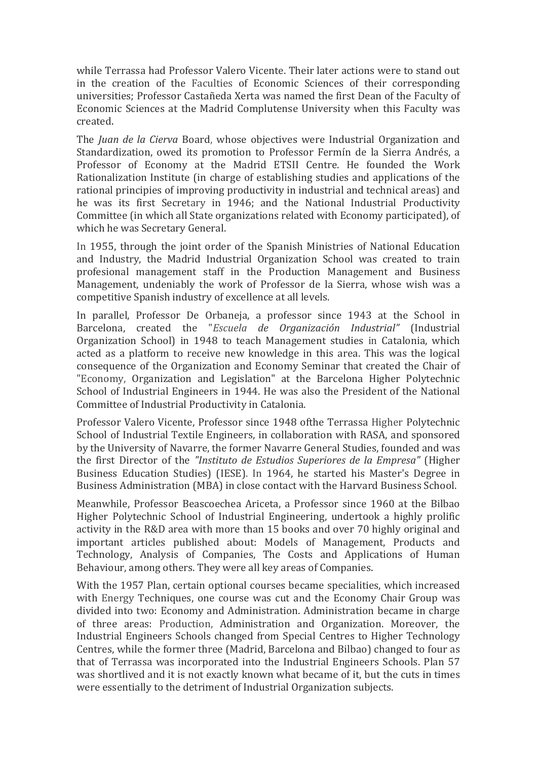while Terrassa had Professor Valero Vicente. Their later actions were to stand out in the creation of the Faculties of Economic Sciences of their corresponding universities; Professor Castañeda Xerta was named the first Dean of the Faculty of Economic Sciences at the Madrid Complutense University when this Faculty was created.

The *Juan de la Cierva* Board, whose objectives were Industrial Organization and Standardization, owed its promotion to Professor Fermín de la Sierra Andrés, a Professor of Economy at the Madrid ETSII Centre. He founded the Work Rationalization Institute (in charge of establishing studies and applications of the rational principies of improving productivity in industrial and technical areas) and he was its first Secretary in 1946; and the National Industrial Productivity Committee (in which all State organizations related with Economy participated), of which he was Secretary General.

In 1955, through the joint order of the Spanish Ministries of National Education and Industry, the Madrid Industrial Organization School was created to train profesional management staff in the Production Management and Business Management, undeniably the work of Professor de la Sierra, whose wish was a competitive Spanish industry of excellence at all levels.

In parallel, Professor De Orbaneja, a professor since 1943 at the School in Barcelona, created the "*Escuela de Organización Industrial"* (Industrial Organization School) in 1948 to teach Management studies in Catalonia, which acted as a platform to receive new knowledge in this area. This was the logical consequence of the Organization and Economy Seminar that created the Chair of "Economy, Organization and Legislation" at the Barcelona Higher Polytechnic School of Industrial Engineers in 1944. He was also the President of the National Committee of Industrial Productivity in Catalonia.

Professor Valero Vicente, Professor since 1948 ofthe Terrassa Higher Polytechnic School of Industrial Textile Engineers, in collaboration with RASA, and sponsored by the University of Navarre, the former Navarre General Studies, founded and was the first Director of the *"Instituto de Estudios Superiores de la Empresa"* (Higher Business Education Studies) (IESE). In 1964, he started his Master's Degree in Business Administration (MBA) in close contact with the Harvard Business School.

Meanwhile, Professor Beascoechea Ariceta, a Professor since 1960 at the Bilbao Higher Polytechnic School of Industrial Engineering, undertook a highly prolific activity in the R&D area with more than 15 books and over 70 highly original and important articles published about: Models of Management, Products and Technology, Analysis of Companies, The Costs and Applications of Human Behaviour, among others. They were all key areas of Companies.

With the 1957 Plan, certain optional courses became specialities, which increased with Energy Techniques, one course was cut and the Economy Chair Group was divided into two: Economy and Administration. Administration became in charge of three areas: Production, Administration and Organization. Moreover, the Industrial Engineers Schools changed from Special Centres to Higher Technology Centres, while the former three (Madrid, Barcelona and Bilbao) changed to four as that of Terrassa was incorporated into the Industrial Engineers Schools. Plan 57 was shortlived and it is not exactly known what became of it, but the cuts in times were essentially to the detriment of Industrial Organization subjects.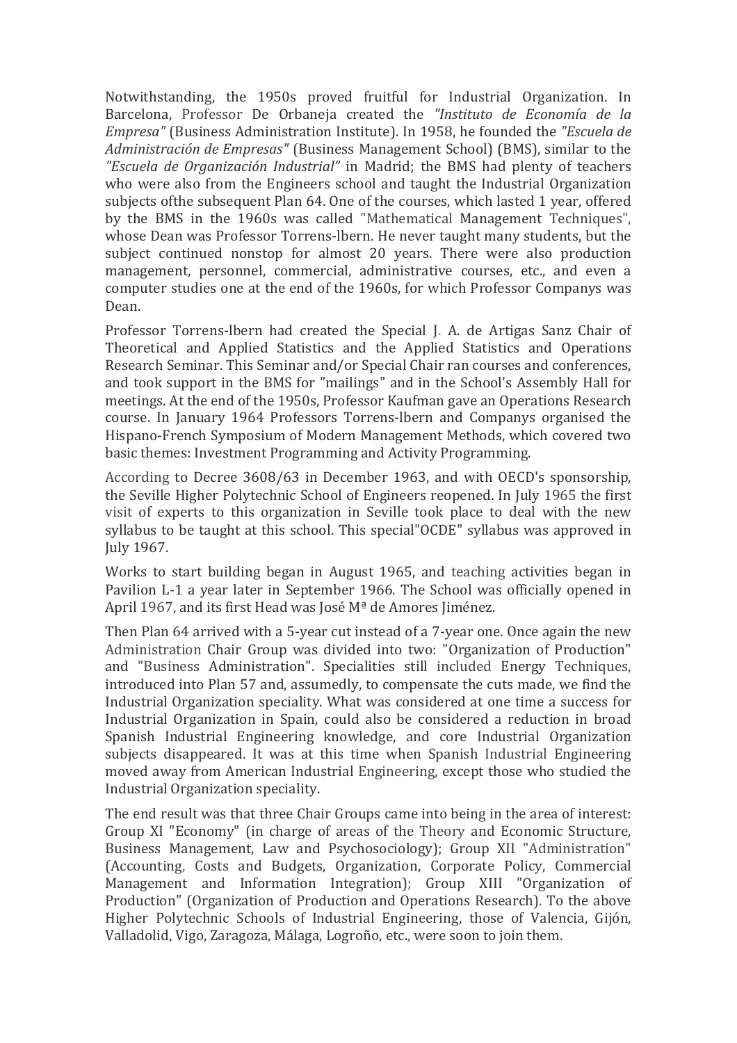Notwithstanding, the 1950s proved fruitful for Industrial Organization. In Barcelona, Professor De Orbaneja created the *"Instituto de Economía de la Empresa"* (Business Administration Institute). In 1958, he founded the *"Escuela de Administración de Empresas"* (Business Management School) (BMS), similar to the *"Escuela de Organización Industrial"* in Madrid; the BMS had plenty of teachers who were also from the Engineers school and taught the Industrial Organization subjects ofthe subsequent Plan 64. One of the courses, which lasted 1 year, offered by the BMS in the 1960s was called "Mathematical Management Techniques", whose Dean was Professor Torrens-lbern. He never taught many students, but the subject continued nonstop for almost 20 years. There were also production management, personnel, commercial, administrative courses, etc., and even a computer studies one at the end of the 1960s, for which Professor Companys was Dean.

Professor Torrens-lbern had created the Special J. A. de Artigas Sanz Chair of Theoretical and Applied Statistics and the Applied Statistics and Operations Research Seminar. This Seminar and/or Special Chair ran courses and conferences, and took support in the BMS for "mailings" and in the School's Assembly Hall for meetings. At the end of the 1950s, Professor Kaufman gave an Operations Research course. In January 1964 Professors Torrens-lbern and Companys organised the Hispano-French Symposium of Modern Management Methods, which covered two basic themes: Investment Programming and Activity Programming.

According to Decree 3608/63 in December 1963, and with OECD's sponsorship, the Seville Higher Polytechnic School of Engineers reopened. In July 1965 the first visit of experts to this organization in Seville took place to deal with the new syllabus to be taught at this school. This special"OCDE" syllabus was approved in July 1967.

Works to start building began in August 1965, and teaching activities began in Pavilion L-1 a year later in September 1966. The School was officially opened in April 1967, and its first Head was José Mª de Amores Jiménez.

Then Plan 64 arrived with a 5-year cut instead of a 7-year one. Once again the new Administration Chair Group was divided into two: "Organization of Production" and "Business Administration". Specialities still included Energy Techniques, introduced into Plan 57 and, assumedly, to compensate the cuts made, we find the Industrial Organization speciality. What was considered at one time a success for Industrial Organization in Spain, could also be considered a reduction in broad Spanish Industrial Engineering knowledge, and core Industrial Organization subjects disappeared. It was at this time when Spanish Industrial Engineering moved away from American Industrial Engineering, except those who studied the Industrial Organization speciality.

The end result was that three Chair Groups came into being in the area of interest: Group XI "Economy" (in charge of areas of the Theory and Economic Structure, Business Management, Law and Psychosociology); Group XII "Administration" (Accounting, Costs and Budgets, Organization, Corporate Policy, Commercial Management and Information Integration); Group XIII "Organization of Production" (Organization of Production and Operations Research). To the above Higher Polytechnic Schools of Industrial Engineering, those of Valencia, Gijón, Valladolid, Vigo, Zaragoza, Málaga, Logroño, etc., were soon to join them.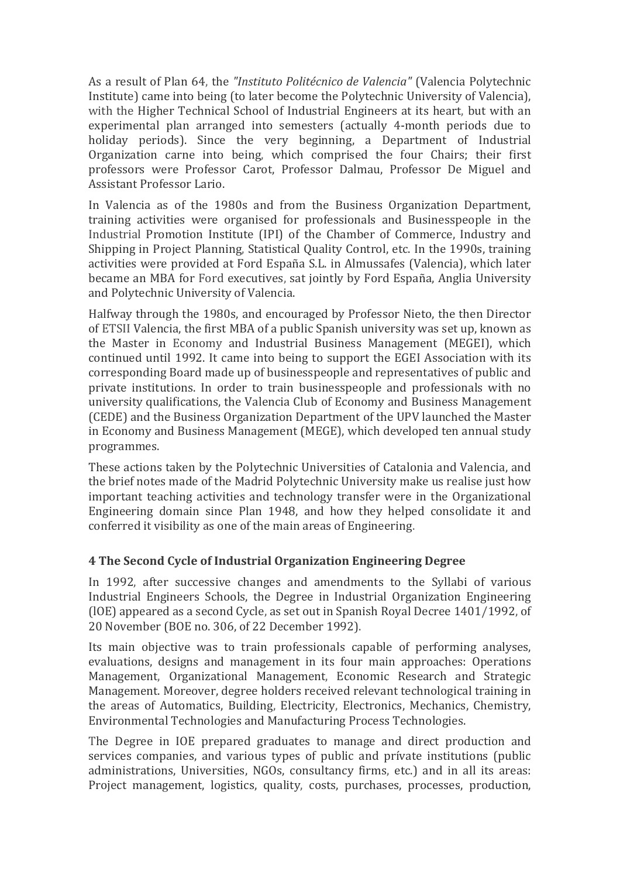As a result of Plan 64, the *"Instituto Politécnico de Valencia"* (Valencia Polytechnic Institute) came into being (to later become the Polytechnic University of Valencia), with the Higher Technical School of Industrial Engineers at its heart, but with an experimental plan arranged into semesters (actually 4-month periods due to holiday periods). Since the very beginning, a Department of Industrial Organization carne into being, which comprised the four Chairs; their first professors were Professor Carot, Professor Dalmau, Professor De Miguel and Assistant Professor Lario.

In Valencia as of the 1980s and from the Business Organization Department, training activities were organised for professionals and Businesspeople in the Industrial Promotion Institute (IPI) of the Chamber of Commerce, Industry and Shipping in Project Planning, Statistical Quality Control, etc. In the 1990s, training activities were provided at Ford España S.L. in Almussafes (Valencia), which later became an MBA for Ford executives, sat jointly by Ford España, Anglia University and Polytechnic University of Valencia.

Halfway through the 1980s, and encouraged by Professor Nieto, the then Director of ETSII Valencia, the first MBA of a public Spanish university was set up, known as the Master in Economy and Industrial Business Management (MEGEI), which continued until 1992. It came into being to support the EGEI Association with its corresponding Board made up of businesspeople and representatives of public and private institutions. In order to train businesspeople and professionals with no university qualifications, the Valencia Club of Economy and Business Management (CEDE) and the Business Organization Department of the UPV launched the Master in Economy and Business Management (MEGE), which developed ten annual study programmes.

These actions taken by the Polytechnic Universities of Catalonia and Valencia, and the brief notes made of the Madrid Polytechnic University make us realise just how important teaching activities and technology transfer were in the Organizational Engineering domain since Plan 1948, and how they helped consolidate it and conferred it visibility as one of the main areas of Engineering.

## 4 The Second Cycle of Industrial Organization Engineering Degree

In 1992, after successive changes and amendments to the Syllabi of various Industrial Engineers Schools, the Degree in Industrial Organization Engineering (lOE) appeared as a second Cycle, as set out in Spanish Royal Decree 1401/1992, of 20 November (BOE no. 306, of 22 December 1992).

Its main objective was to train professionals capable of performing analyses, evaluations, designs and management in its four main approaches: Operations Management, Organizational Management, Economic Research and Strategic Management. Moreover, degree holders received relevant technological training in the areas of Automatics, Building, Electricity, Electronics, Mechanics, Chemistry, Environmental Technologies and Manufacturing Process Technologies.

The Degree in IOE prepared graduates to manage and direct production and services companies, and various types of public and prívate institutions (public administrations, Universities, NGOs, consultancy firms, etc.) and in all its areas: Project management, logistics, quality, costs, purchases, processes, production,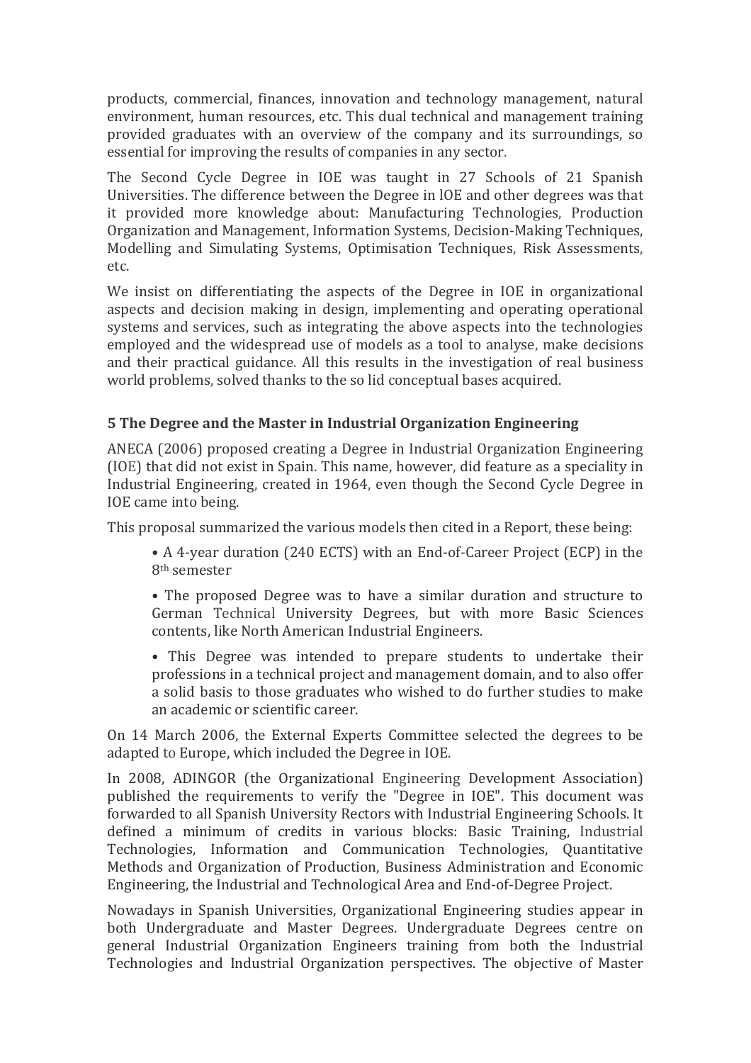products, commercial, finances, innovation and technology management, natural environment, human resources, etc. This dual technical and management training provided graduates with an overview of the company and its surroundings, so essential for improving the results of companies in any sector.

The Second Cycle Degree in IOE was taught in 27 Schools of 21 Spanish Universities. The difference between the Degree in lOE and other degrees was that it provided more knowledge about: Manufacturing Technologies, Production Organization and Management, Information Systems, Decision-Making Techniques, Modelling and Simulating Systems, Optimisation Techniques, Risk Assessments, etc.

We insist on differentiating the aspects of the Degree in IOE in organizational aspects and decision making in design, implementing and operating operational systems and services, such as integrating the above aspects into the technologies employed and the widespread use of models as a tool to analyse, make decisions and their practical guidance. All this results in the investigation of real business world problems, solved thanks to the so lid conceptual bases acquired.

## 5 The Degree and the Master in Industrial Organization Engineering

ANECA (2006) proposed creating a Degree in Industrial Organization Engineering (IOE) that did not exist in Spain. This name, however, did feature as a speciality in Industrial Engineering, created in 1964, even though the Second Cycle Degree in IOE came into being.

This proposal summarized the various models then cited in a Report, these being:

- A 4-year duration (240 ECTS) with an End-of-Career Project (ECP) in the 8th semester
- The proposed Degree was to have a similar duration and structure to German Technical University Degrees, but with more Basic Sciences contents, like North American Industrial Engineers.
- This Degree was intended to prepare students to undertake their professions in a technical project and management domain, and to also offer a solid basis to those graduates who wished to do further studies to make an academic or scientific career.

On 14 March 2006, the External Experts Committee selected the degrees to be adapted to Europe, which included the Degree in IOE.

In 2008, ADINGOR (the Organizational Engineering Development Association) published the requirements to verify the "Degree in IOE". This document was forwarded to all Spanish University Rectors with Industrial Engineering Schools. It defined a minimum of credits in various blocks: Basic Training, Industrial Technologies, Information and Communication Technologies, Quantitative Methods and Organization of Production, Business Administration and Economic Engineering, the Industrial and Technological Area and End-of-Degree Project.

Nowadays in Spanish Universities, Organizational Engineering studies appear in both Undergraduate and Master Degrees. Undergraduate Degrees centre on general Industrial Organization Engineers training from both the Industrial Technologies and Industrial Organization perspectives. The objective of Master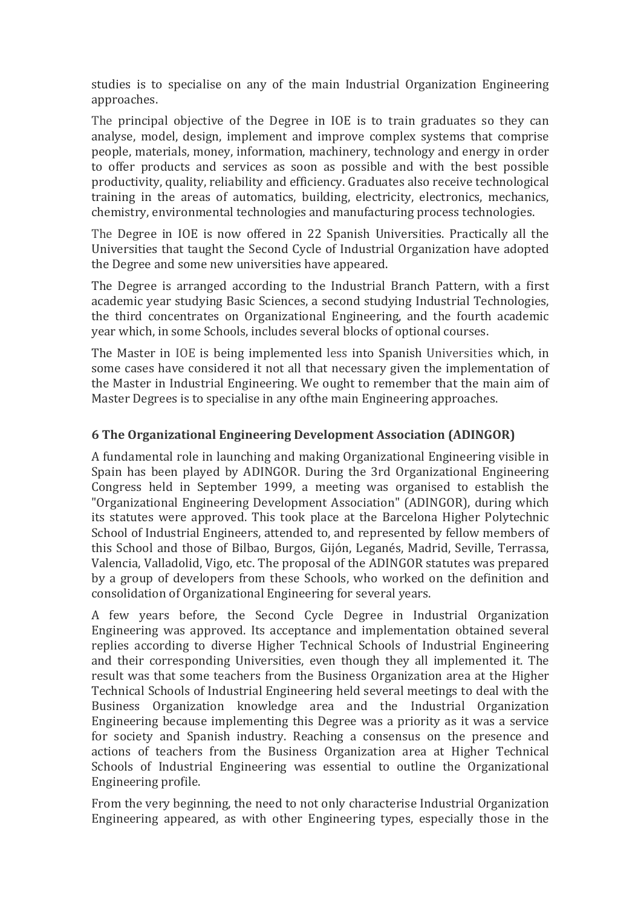studies is to specialise on any of the main Industrial Organization Engineering approaches.

The principal objective of the Degree in IOE is to train graduates so they can analyse, model, design, implement and improve complex systems that comprise people, materials, money, information, machinery, technology and energy in order to offer products and services as soon as possible and with the best possible productivity, quality, reliability and efficiency. Graduates also receive technological training in the areas of automatics, building, electricity, electronics, mechanics, chemistry, environmental technologies and manufacturing process technologies.

The Degree in IOE is now offered in 22 Spanish Universities. Practically all the Universities that taught the Second Cycle of Industrial Organization have adopted the Degree and some new universities have appeared.

The Degree is arranged according to the Industrial Branch Pattern, with a first academic year studying Basic Sciences, a second studying Industrial Technologies, the third concentrates on Organizational Engineering, and the fourth academic year which, in some Schools, includes several blocks of optional courses.

The Master in IOE is being implemented less into Spanish Universities which, in some cases have considered it not all that necessary given the implementation of the Master in Industrial Engineering. We ought to remember that the main aim of Master Degrees is to specialise in any ofthe main Engineering approaches.

### 6 The Organizational Engineering Development Association (ADINGOR)

A fundamental role in launching and making Organizational Engineering visible in Spain has been played by ADINGOR. During the 3rd Organizational Engineering Congress held in September 1999, a meeting was organised to establish the "Organizational Engineering Development Association" (ADINGOR), during which its statutes were approved. This took place at the Barcelona Higher Polytechnic School of Industrial Engineers, attended to, and represented by fellow members of this School and those of Bilbao, Burgos, Gijón, Leganés, Madrid, Seville, Terrassa, Valencia, Valladolid, Vigo, etc. The proposal of the ADINGOR statutes was prepared by a group of developers from these Schools, who worked on the definition and consolidation of Organizational Engineering for several years.

A few years before, the Second Cycle Degree in Industrial Organization Engineering was approved. Its acceptance and implementation obtained several replies according to diverse Higher Technical Schools of Industrial Engineering and their corresponding Universities, even though they all implemented it. The result was that some teachers from the Business Organization area at the Higher Technical Schools of Industrial Engineering held several meetings to deal with the Business Organization knowledge area and the Industrial Organization Engineering because implementing this Degree was a priority as it was a service for society and Spanish industry. Reaching a consensus on the presence and actions of teachers from the Business Organization area at Higher Technical Schools of Industrial Engineering was essential to outline the Organizational Engineering profile.

From the very beginning, the need to not only characterise Industrial Organization Engineering appeared, as with other Engineering types, especially those in the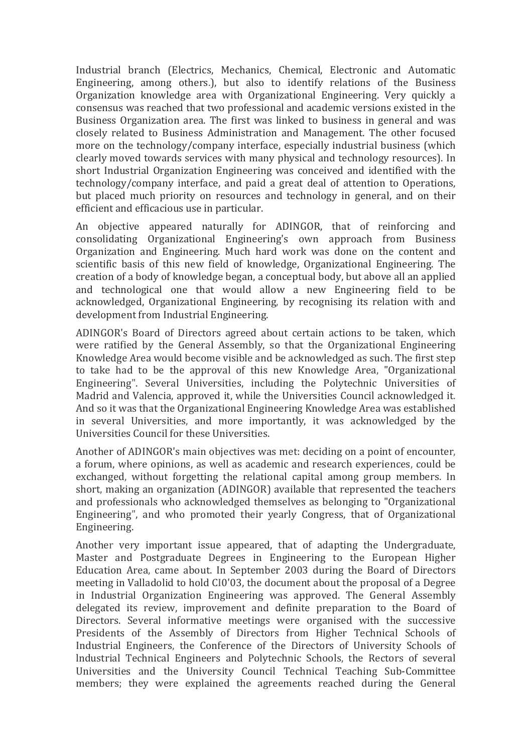Industrial branch (Electrics, Mechanics, Chemical, Electronic and Automatic Engineering, among others.), but also to identify relations of the Business Organization knowledge area with Organizational Engineering. Very quickly a consensus was reached that two professional and academic versions existed in the Business Organization area. The first was linked to business in general and was closely related to Business Administration and Management. The other focused more on the technology/company interface, especially industrial business (which clearly moved towards services with many physical and technology resources). In short Industrial Organization Engineering was conceived and identified with the technology/company interface, and paid a great deal of attention to Operations, but placed much priority on resources and technology in general, and on their efficient and efficacious use in particular.

An objective appeared naturally for ADINGOR, that of reinforcing and consolidating Organizational Engineering's own approach from Business Organization and Engineering. Much hard work was done on the content and scientific basis of this new field of knowledge, Organizational Engineering. The creation of a body of knowledge began, a conceptual body, but above all an applied and technological one that would allow a new Engineering field to be acknowledged, Organizational Engineering, by recognising its relation with and development from Industrial Engineering.

ADINGOR's Board of Directors agreed about certain actions to be taken, which were ratified by the General Assembly, so that the Organizational Engineering Knowledge Area would become visible and be acknowledged as such. The first step to take had to be the approval of this new Knowledge Area, "Organizational Engineering". Several Universities, including the Polytechnic Universities of Madrid and Valencia, approved it, while the Universities Council acknowledged it. And so it was that the Organizational Engineering Knowledge Area was established in several Universities, and more importantly, it was acknowledged by the Universities Council for these Universities.

Another of ADINGOR's main objectives was met: deciding on a point of encounter, a forum, where opinions, as well as academic and research experiences, could be exchanged, without forgetting the relational capital among group members. In short, making an organization (ADINGOR) available that represented the teachers and professionals who acknowledged themselves as belonging to "Organizational Engineering", and who promoted their yearly Congress, that of Organizational Engineering.

Another very important issue appeared, that of adapting the Undergraduate, Master and Postgraduate Degrees in Engineering to the European Higher Education Area, came about. In September 2003 during the Board of Directors meeting in Valladolid to hold CIO'03, the document about the proposal of a Degree in Industrial Organization Engineering was approved. The General Assembly delegated its review, improvement and definite preparation to the Board of Directors. Several informative meetings were organised with the successive Presidents of the Assembly of Directors from Higher Technical Schools of Industrial Engineers, the Conference of the Directors of University Schools of Industrial Technical Engineers and Polytechnic Schools, the Rectors of several Universities and the University Council Technical Teaching Sub-Committee members; they were explained the agreements reached during the General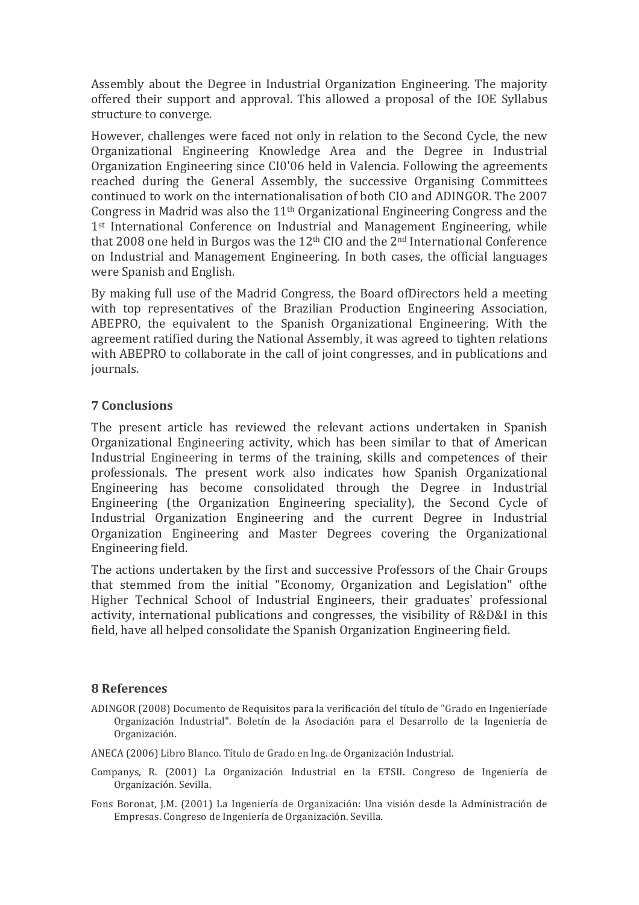Assembly about the Degree in Industrial Organization Engineering. The majority offered their support and approval. This allowed a proposal of the IOE Syllabus structure to converge.

However, challenges were faced not only in relation to the Second Cycle, the new Organizational Engineering Knowledge Area and the Degree in Industrial Organization Engineering since CI0'06 held in Valencia. Following the agreements reached during the General Assembly, the successive Organising Committees continued to work on the internationalisation of both CIO and ADINGOR. The 2007 Congress in Madrid was also the 11th Organizational Engineering Congress and the 1st International Conference on Industrial and Management Engineering, while that 2008 one held in Burgos was the 12th CIO and the 2nd International Conference on Industrial and Management Engineering. In both cases, the official languages were Spanish and English.

By making full use of the Madrid Congress, the Board ofDirectors held a meeting with top representatives of the Brazilian Production Engineering Association, ABEPRO, the equivalent to the Spanish Organizational Engineering. With the agreement ratified during the National Assembly, it was agreed to tighten relations with ABEPRO to collaborate in the call of joint congresses, and in publications and journals.

## 7 Conclusions

The present article has reviewed the relevant actions undertaken in Spanish Organizational Engineering activity, which has been similar to that of American Industrial Engineering in terms of the training, skills and competences of their professionals. The present work also indicates how Spanish Organizational Engineering has become consolidated through the Degree in Industrial Engineering (the Organization Engineering speciality), the Second Cycle of Industrial Organization Engineering and the current Degree in Industrial Organization Engineering and Master Degrees covering the Organizational Engineering field.

The actions undertaken by the first and successive Professors of the Chair Groups that stemmed from the initial "Economy, Organization and Legislation" ofthe Higher Technical School of Industrial Engineers, their graduates' professional activity, international publications and congresses, the visibility of R&D&I in this field, have all helped consolidate the Spanish Organization Engineering field.

## 8 References

ADINGOR (2008) Documento de Requisitos para la verificación del título de "Grado en Ingenieríade Organización Industrial". Boletín de la Asociación para el Desarrollo de la Ingeniería de Organización.

ANECA (2006) Libro Blanco. Título de Grado en Ing. de Organización Industrial.

Companys, R. (2001) La Organización Industrial en la ETSII. Congreso de Ingeniería de Organización. Sevilla.

Fons Boronat, J.M. (2001) La Ingeniería de Organización: Una visión desde la Admínistración de Empresas. Congreso de Ingeniería de Organización. Sevilla.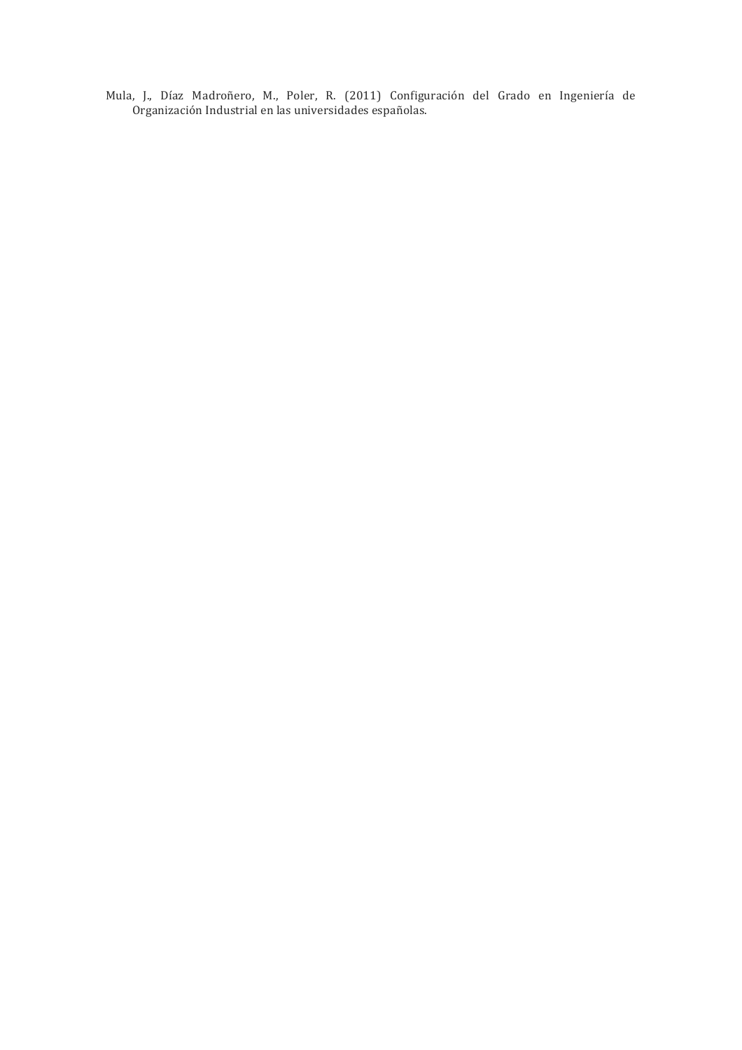Mula, J., Díaz Madroñero, M., Poler, R. (2011) Configuración del Grado en Ingeniería de Organización Industrial en las universidades españolas.